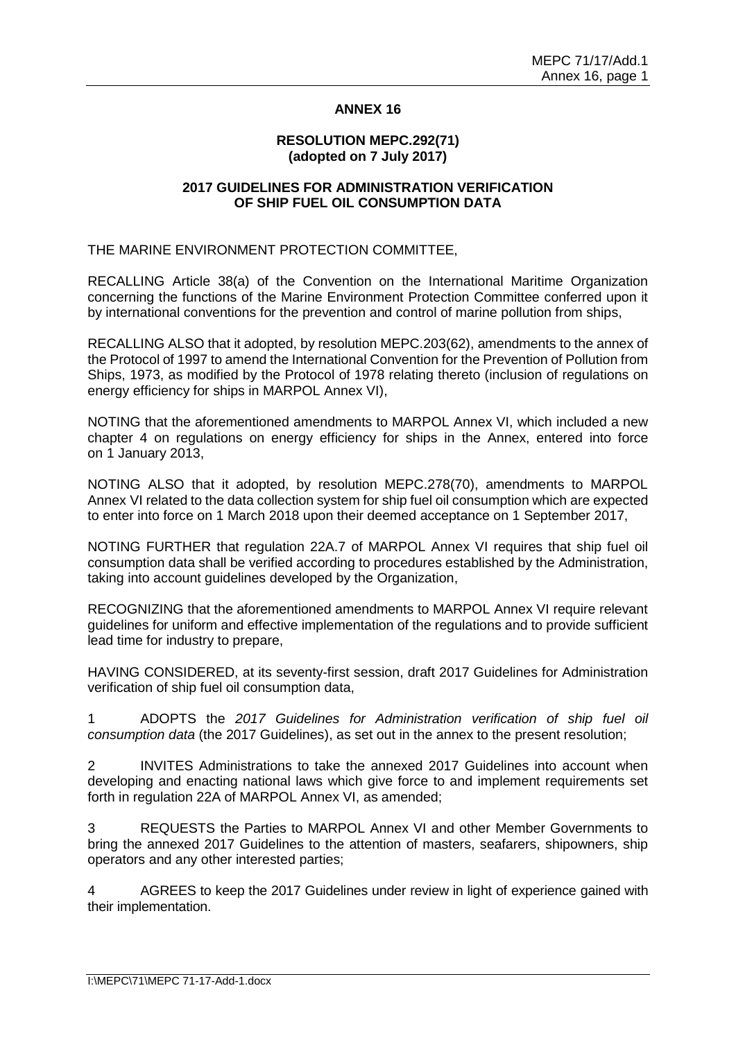# ANNEX 16

## RESOLUTION MEPC.292(71) (adopted on 7 July 2017)

## 2017 GUIDELINES FOR ADMINISTRATION VERIFICATION OF SHIP FUEL OIL CONSUMPTION DATA

THE MARINE ENVIRONMENT PROTECTION COMMITTEE,

RECALLING Article 38(a) of the Convention on the International Maritime Organization concerning the functions of the Marine Environment Protection Committee conferred upon it by international conventions for the prevention and control of marine pollution from ships,

RECALLING ALSO that it adopted, by resolution MEPC.203(62), amendments to the annex of the Protocol of 1997 to amend the International Convention for the Prevention of Pollution from Ships, 1973, as modified by the Protocol of 1978 relating thereto (inclusion of regulations on energy efficiency for ships in MARPOL Annex VI),

NOTING that the aforementioned amendments to MARPOL Annex VI, which included a new chapter 4 on regulations on energy efficiency for ships in the Annex, entered into force on 1 January 2013,

NOTING ALSO that it adopted, by resolution MEPC.278(70), amendments to MARPOL Annex VI related to the data collection system for ship fuel oil consumption which are expected to enter into force on 1 March 2018 upon their deemed acceptance on 1 September 2017,

NOTING FURTHER that regulation 22A.7 of MARPOL Annex VI requires that ship fuel oil consumption data shall be verified according to procedures established by the Administration, taking into account guidelines developed by the Organization,

RECOGNIZING that the aforementioned amendments to MARPOL Annex VI require relevant guidelines for uniform and effective implementation of the regulations and to provide sufficient lead time for industry to prepare,

HAVING CONSIDERED, at its seventy-first session, draft 2017 Guidelines for Administration verification of ship fuel oil consumption data,

1 ADOPTS the *2017 Guidelines for Administration verification of ship fuel oil consumption data* (the 2017 Guidelines), as set out in the annex to the present resolution;

2 INVITES Administrations to take the annexed 2017 Guidelines into account when developing and enacting national laws which give force to and implement requirements set forth in regulation 22A of MARPOL Annex VI, as amended;

3 REQUESTS the Parties to MARPOL Annex VI and other Member Governments to bring the annexed 2017 Guidelines to the attention of masters, seafarers, shipowners, ship operators and any other interested parties;

4 AGREES to keep the 2017 Guidelines under review in light of experience gained with their implementation.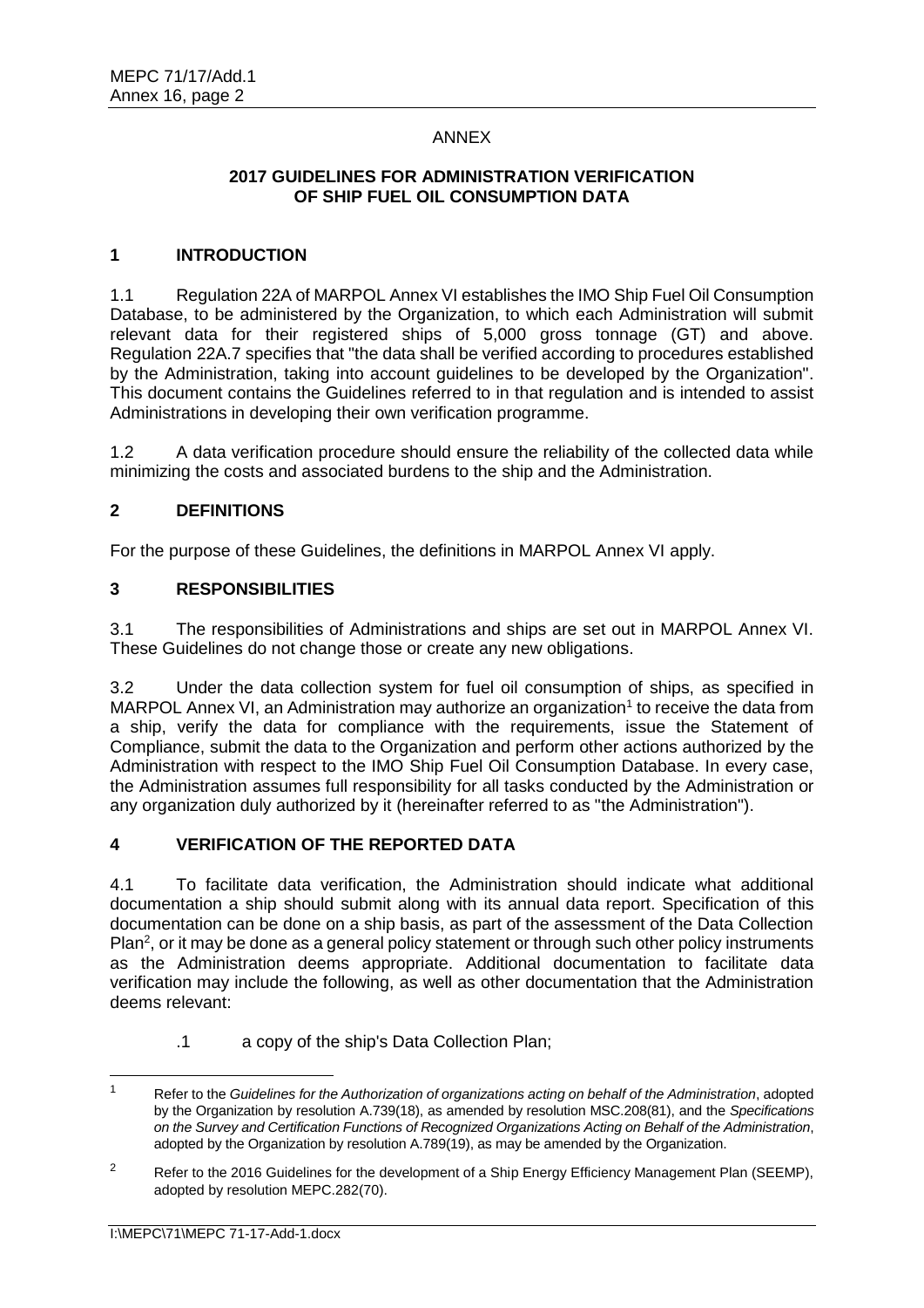ANNEX

## 2017 GUIDELINES FOR ADMINISTRATION VERIFICATION OF SHIP FUEL OIL CONSUMPTION DATA

### 1 INTRODUCTION

1.1 Regulation 22A of MARPOL Annex VI establishes the IMO Ship Fuel Oil Consumption Database, to be administered by the Organization, to which each Administration will submit relevant data for their registered ships of 5,000 gross tonnage (GT) and above. Regulation 22A.7 specifies that "the data shall be verified according to procedures established by the Administration, taking into account guidelines to be developed by the Organization". This document contains the Guidelines referred to in that regulation and is intended to assist Administrations in developing their own verification programme.

1.2 A data verification procedure should ensure the reliability of the collected data while minimizing the costs and associated burdens to the ship and the Administration.

### 2 DEFINITIONS

For the purpose of these Guidelines, the definitions in MARPOL Annex VI apply.

### 3 RESPONSIBILITIES

3.1 The responsibilities of Administrations and ships are set out in MARPOL Annex VI. These Guidelines do not change those or create any new obligations.

3.2 Under the data collection system for fuel oil consumption of ships, as specified in MARPOL Annex VI, an Administration may authorize an organization[1] to receive the data from a ship, verify the data for compliance with the requirements, issue the Statement of Compliance, submit the data to the Organization and perform other actions authorized by the Administration with respect to the IMO Ship Fuel Oil Consumption Database. In every case, the Administration assumes full responsibility for all tasks conducted by the Administration or any organization duly authorized by it (hereinafter referred to as "the Administration").

### 4 VERIFICATION OF THE REPORTED DATA

4.1 To facilitate data verification, the Administration should indicate what additional documentation a ship should submit along with its annual data report. Specification of this documentation can be done on a ship basis, as part of the assessment of the Data Collection Plan[2], or it may be done as a general policy statement or through such other policy instruments as the Administration deems appropriate. Additional documentation to facilitate data verification may include the following, as well as other documentation that the Administration deems relevant:

.1 a copy of the ship's Data Collection Plan;

---

[1] Refer to the *Guidelines for the Authorization of organizations acting on behalf of the Administration*, adopted by the Organization by resolution A.739(18), as amended by resolution MSC.208(81), and the *Specifications on the Survey and Certification Functions of Recognized Organizations Acting on Behalf of the Administration*, adopted by the Organization by resolution A.789(19), as may be amended by the Organization.

[2] Refer to the 2016 Guidelines for the development of a Ship Energy Efficiency Management Plan (SEEMP), adopted by resolution MEPC.282(70).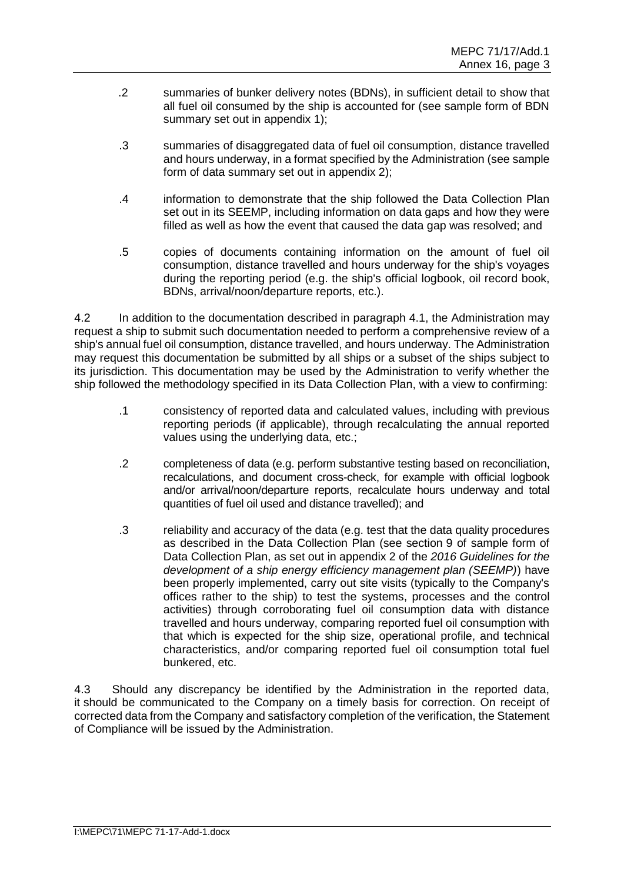.2 summaries of bunker delivery notes (BDNs), in sufficient detail to show that all fuel oil consumed by the ship is accounted for (see sample form of BDN summary set out in appendix 1);

.3 summaries of disaggregated data of fuel oil consumption, distance travelled and hours underway, in a format specified by the Administration (see sample form of data summary set out in appendix 2);

.4 information to demonstrate that the ship followed the Data Collection Plan set out in its SEEMP, including information on data gaps and how they were filled as well as how the event that caused the data gap was resolved; and

.5 copies of documents containing information on the amount of fuel oil consumption, distance travelled and hours underway for the ship's voyages during the reporting period (e.g. the ship's official logbook, oil record book, BDNs, arrival/noon/departure reports, etc.).

4.2 In addition to the documentation described in paragraph 4.1, the Administration may request a ship to submit such documentation needed to perform a comprehensive review of a ship's annual fuel oil consumption, distance travelled, and hours underway. The Administration may request this documentation be submitted by all ships or a subset of the ships subject to its jurisdiction. This documentation may be used by the Administration to verify whether the ship followed the methodology specified in its Data Collection Plan, with a view to confirming:

.1 consistency of reported data and calculated values, including with previous reporting periods (if applicable), through recalculating the annual reported values using the underlying data, etc.;

.2 completeness of data (e.g. perform substantive testing based on reconciliation, recalculations, and document cross-check, for example with official logbook and/or arrival/noon/departure reports, recalculate hours underway and total quantities of fuel oil used and distance travelled); and

.3 reliability and accuracy of the data (e.g. test that the data quality procedures as described in the Data Collection Plan (see section 9 of sample form of Data Collection Plan, as set out in appendix 2 of the *2016 Guidelines for the development of a ship energy efficiency management plan (SEEMP)*) have been properly implemented, carry out site visits (typically to the Company's offices rather to the ship) to test the systems, processes and the control activities) through corroborating fuel oil consumption data with distance travelled and hours underway, comparing reported fuel oil consumption with that which is expected for the ship size, operational profile, and technical characteristics, and/or comparing reported fuel oil consumption total fuel bunkered, etc.

4.3 Should any discrepancy be identified by the Administration in the reported data, it should be communicated to the Company on a timely basis for correction. On receipt of corrected data from the Company and satisfactory completion of the verification, the Statement of Compliance will be issued by the Administration.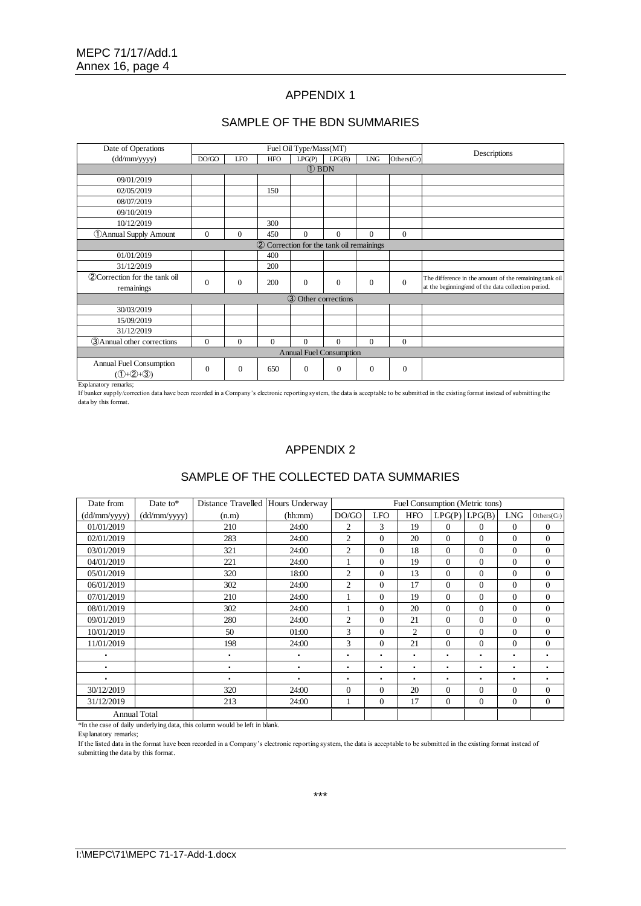# APPENDIX 1

## SAMPLE OF THE BDN SUMMARIES

| Date of Operations (dd/mm/yyyy) | Fuel Oil Type/Mass(MT) | | | | | | | Descriptions |
|---|---|---|---|---|---|---|---|---|
| | DO/GO | LFO | HFO | LPG(P) | LPG(B) | LNG | Others($C_F$) | |
| ① BDN | | | | | | | | |
| 09/01/2019 | | | | | | | | |
| 02/05/2019 | | | 150 | | | | | |
| 08/07/2019 | | | | | | | | |
| 09/10/2019 | | | | | | | | |
| 10/12/2019 | | | 300 | | | | | |
| ①Annual Supply Amount | 0 | 0 | 450 | 0 | 0 | 0 | 0 | |
| ② Correction for the tank oil remainings | | | | | | | | |
| 01/01/2019 | | | 400 | | | | | |
| 31/12/2019 | | | 200 | | | | | |
| ②Correction for the tank oil remainings | 0 | 0 | 200 | 0 | 0 | 0 | 0 | The difference in the amount of the remaining tank oil at the beginning/end of the data collection period. |
| ③ Other corrections | | | | | | | | |
| 30/03/2019 | | | | | | | | |
| 15/09/2019 | | | | | | | | |
| 31/12/2019 | | | | | | | | |
| ③Annual other corrections | 0 | 0 | 0 | 0 | 0 | 0 | 0 | |
| Annual Fuel Consumption | | | | | | | | |
| Annual Fuel Consumption (①+②+③) | 0 | 0 | 650 | 0 | 0 | 0 | 0 | |

Explanatory remarks;

If bunker supply/correction data have been recorded in a Company's electronic reporting system, the data is acceptable to be submitted in the existing format instead of submitting the data by this format.

# APPENDIX 2

## SAMPLE OF THE COLLECTED DATA SUMMARIES

| Date from | Date to* | Distance Travelled | Hours Underway | Fuel Consumption (Metric tons) | | | | | | |
|---|---|---|---|---|---|---|---|---|---|---|
| (dd/mm/yyyy) | (dd/mm/yyyy) | (n.m) | (hh:mm) | DO/GO | LFO | HFO | LPG(P) | LPG(B) | LNG | Others($C_F$) |
| 01/01/2019 | | 210 | 24:00 | 2 | 3 | 19 | 0 | 0 | 0 | 0 |
| 02/01/2019 | | 283 | 24:00 | 2 | 0 | 20 | 0 | 0 | 0 | 0 |
| 03/01/2019 | | 321 | 24:00 | 2 | 0 | 18 | 0 | 0 | 0 | 0 |
| 04/01/2019 | | 221 | 24:00 | 1 | 0 | 19 | 0 | 0 | 0 | 0 |
| 05/01/2019 | | 320 | 18:00 | 2 | 0 | 13 | 0 | 0 | 0 | 0 |
| 06/01/2019 | | 302 | 24:00 | 2 | 0 | 17 | 0 | 0 | 0 | 0 |
| 07/01/2019 | | 210 | 24:00 | 1 | 0 | 19 | 0 | 0 | 0 | 0 |
| 08/01/2019 | | 302 | 24:00 | 1 | 0 | 20 | 0 | 0 | 0 | 0 |
| 09/01/2019 | | 280 | 24:00 | 2 | 0 | 21 | 0 | 0 | 0 | 0 |
| 10/01/2019 | | 50 | 01:00 | 3 | 0 | 2 | 0 | 0 | 0 | 0 |
| 11/01/2019 | | 198 | 24:00 | 3 | 0 | 21 | 0 | 0 | 0 | 0 |
| · | | · | · | · | · | · | · | · | · | · |
| · | | · | · | · | · | · | · | · | · | · |
| · | | · | · | · | · | · | · | · | · | · |
| 30/12/2019 | | 320 | 24:00 | 0 | 0 | 20 | 0 | 0 | 0 | 0 |
| 31/12/2019 | | 213 | 24:00 | 1 | 0 | 17 | 0 | 0 | 0 | 0 |
| Annual Total | | | | | | | | | | |

*In the case of daily underlying data, this column would be left in blank.

Explanatory remarks;

If the listed data in the format have been recorded in a Company's electronic reporting system, the data is acceptable to be submitted in the existing format instead of submitting the data by this format.

\*\*\*